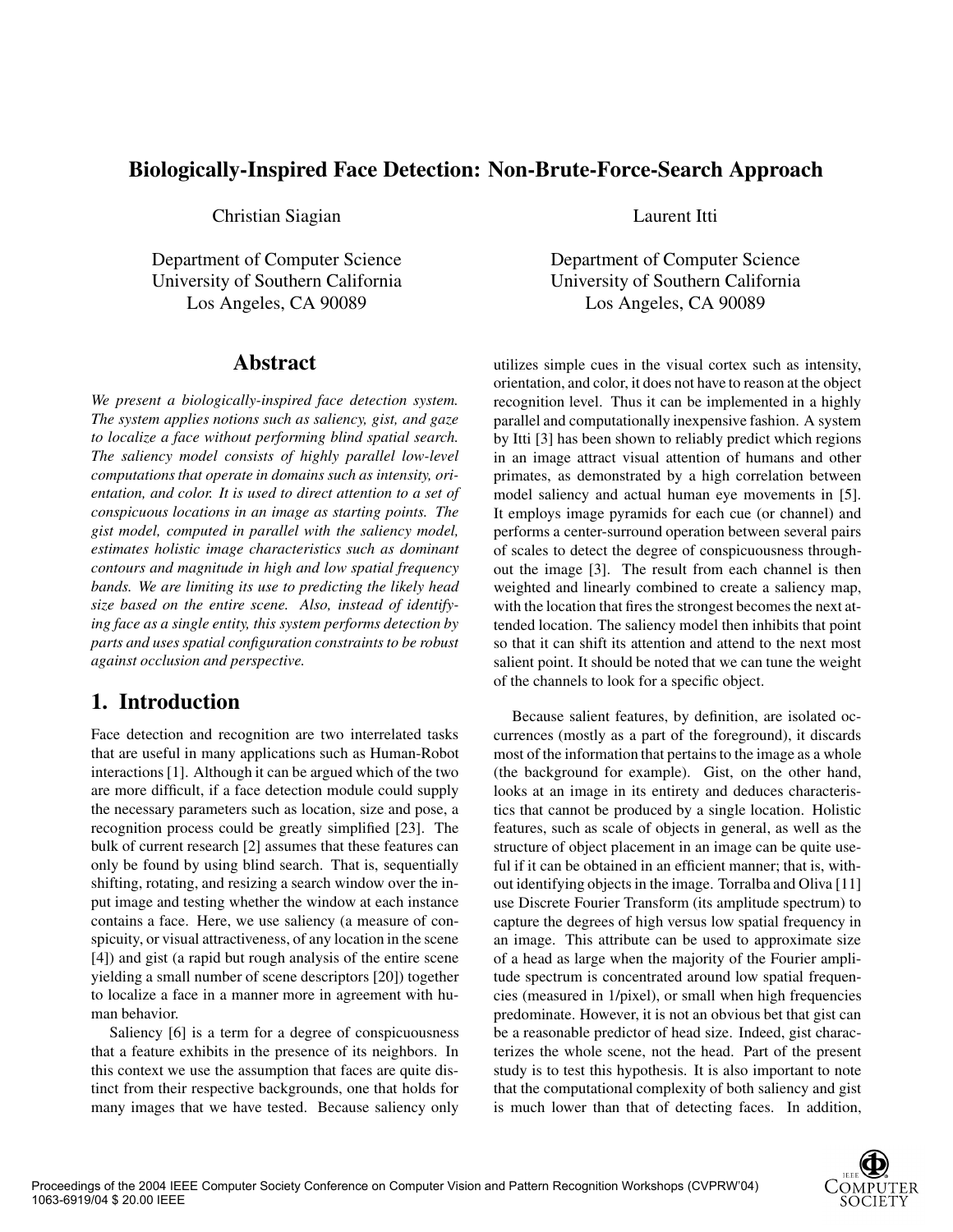# Biologically-Inspired Face Detection: Non-Brute-Force-Search Approach

Christian Siagian

Department of Computer Science
University of Southern California
Los Angeles, CA 90089

Laurent Itti

Department of Computer Science
University of Southern California
Los Angeles, CA 90089

## Abstract

*We present a biologically-inspired face detection system. The system applies notions such as saliency, gist, and gaze to localize a face without performing blind spatial search. The saliency model consists of highly parallel low-level computations that operate in domains such as intensity, orientation, and color. It is used to direct attention to a set of conspicuous locations in an image as starting points. The gist model, computed in parallel with the saliency model, estimates holistic image characteristics such as dominant contours and magnitude in high and low spatial frequency bands. We are limiting its use to predicting the likely head size based on the entire scene. Also, instead of identifying face as a single entity, this system performs detection by parts and uses spatial configuration constraints to be robust against occlusion and perspective.*

## 1. Introduction

Face detection and recognition are two interrelated tasks that are useful in many applications such as Human-Robot interactions [1]. Although it can be argued which of the two are more difficult, if a face detection module could supply the necessary parameters such as location, size and pose, a recognition process could be greatly simplified [23]. The bulk of current research [2] assumes that these features can only be found by using blind search. That is, sequentially shifting, rotating, and resizing a search window over the input image and testing whether the window at each instance contains a face. Here, we use saliency (a measure of conspicuity, or visual attractiveness, of any location in the scene [4]) and gist (a rapid but rough analysis of the entire scene yielding a small number of scene descriptors [20]) together to localize a face in a manner more in agreement with human behavior.

Saliency [6] is a term for a degree of conspicuousness that a feature exhibits in the presence of its neighbors. In this context we use the assumption that faces are quite distinct from their respective backgrounds, one that holds for many images that we have tested. Because saliency only utilizes simple cues in the visual cortex such as intensity, orientation, and color, it does not have to reason at the object recognition level. Thus it can be implemented in a highly parallel and computationally inexpensive fashion. A system by Itti [3] has been shown to reliably predict which regions in an image attract visual attention of humans and other primates, as demonstrated by a high correlation between model saliency and actual human eye movements in [5]. It employs image pyramids for each cue (or channel) and performs a center-surround operation between several pairs of scales to detect the degree of conspicuousness throughout the image [3]. The result from each channel is then weighted and linearly combined to create a saliency map, with the location that fires the strongest becomes the next attended location. The saliency model then inhibits that point so that it can shift its attention and attend to the next most salient point. It should be noted that we can tune the weight of the channels to look for a specific object.

Because salient features, by definition, are isolated occurrences (mostly as a part of the foreground), it discards most of the information that pertains to the image as a whole (the background for example). Gist, on the other hand, looks at an image in its entirety and deduces characteristics that cannot be produced by a single location. Holistic features, such as scale of objects in general, as well as the structure of object placement in an image can be quite useful if it can be obtained in an efficient manner; that is, without identifying objects in the image. Torralba and Oliva [11] use Discrete Fourier Transform (its amplitude spectrum) to capture the degrees of high versus low spatial frequency in an image. This attribute can be used to approximate size of a head as large when the majority of the Fourier amplitude spectrum is concentrated around low spatial frequencies (measured in 1/pixel), or small when high frequencies predominate. However, it is not an obvious bet that gist can be a reasonable predictor of head size. Indeed, gist characterizes the whole scene, not the head. Part of the present study is to test this hypothesis. It is also important to note that the computational complexity of both saliency and gist is much lower than that of detecting faces. In addition,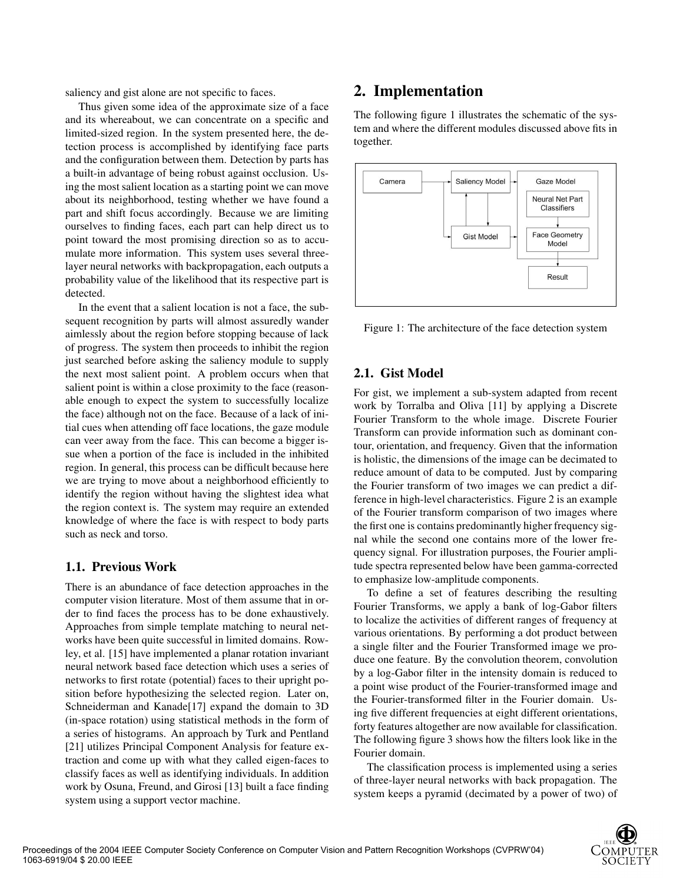saliency and gist alone are not specific to faces.

Thus given some idea of the approximate size of a face and its whereabout, we can concentrate on a specific and limited-sized region. In the system presented here, the detection process is accomplished by identifying face parts and the configuration between them. Detection by parts has a built-in advantage of being robust against occlusion. Using the most salient location as a starting point we can move about its neighborhood, testing whether we have found a part and shift focus accordingly. Because we are limiting ourselves to finding faces, each part can help direct us to point toward the most promising direction so as to accumulate more information. This system uses several three-layer neural networks with backpropagation, each outputs a probability value of the likelihood that its respective part is detected.

In the event that a salient location is not a face, the subsequent recognition by parts will almost assuredly wander aimlessly about the region before stopping because of lack of progress. The system then proceeds to inhibit the region just searched before asking the saliency module to supply the next most salient point. A problem occurs when that salient point is within a close proximity to the face (reasonable enough to expect the system to successfully localize the face) although not on the face. Because of a lack of initial cues when attending off face locations, the gaze module can veer away from the face. This can become a bigger issue when a portion of the face is included in the inhibited region. In general, this process can be difficult because here we are trying to move about a neighborhood efficiently to identify the region without having the slightest idea what the region context is. The system may require an extended knowledge of where the face is with respect to body parts such as neck and torso.

### 1.1. Previous Work

There is an abundance of face detection approaches in the computer vision literature. Most of them assume that in order to find faces the process has to be done exhaustively. Approaches from simple template matching to neural networks have been quite successful in limited domains. Rowley, et al. [15] have implemented a planar rotation invariant neural network based face detection which uses a series of networks to first rotate (potential) faces to their upright position before hypothesizing the selected region. Later on, Schneiderman and Kanade[17] expand the domain to 3D (in-space rotation) using statistical methods in the form of a series of histograms. An approach by Turk and Pentland [21] utilizes Principal Component Analysis for feature extraction and come up with what they called eigen-faces to classify faces as well as identifying individuals. In addition work by Osuna, Freund, and Girosi [13] built a face finding system using a support vector machine.

## 2. Implementation

The following figure 1 illustrates the schematic of the system and where the different modules discussed above fits in together.

Figure 1: The architecture of the face detection system

### 2.1. Gist Model

For gist, we implement a sub-system adapted from recent work by Torralba and Oliva [11] by applying a Discrete Fourier Transform to the whole image. Discrete Fourier Transform can provide information such as dominant contour, orientation, and frequency. Given that the information is holistic, the dimensions of the image can be decimated to reduce amount of data to be computed. Just by comparing the Fourier transform of two images we can predict a difference in high-level characteristics. Figure 2 is an example of the Fourier transform comparison of two images where the first one is contains predominantly higher frequency signal while the second one contains more of the lower frequency signal. For illustration purposes, the Fourier amplitude spectra represented below have been gamma-corrected to emphasize low-amplitude components.

To define a set of features describing the resulting Fourier Transforms, we apply a bank of log-Gabor filters to localize the activities of different ranges of frequency at various orientations. By performing a dot product between a single filter and the Fourier Transformed image we produce one feature. By the convolution theorem, convolution by a log-Gabor filter in the intensity domain is reduced to a point wise product of the Fourier-transformed image and the Fourier-transformed filter in the Fourier domain. Using five different frequencies at eight different orientations, forty features altogether are now available for classification. The following figure 3 shows how the filters look like in the Fourier domain.

The classification process is implemented using a series of three-layer neural networks with back propagation. The system keeps a pyramid (decimated by a power of two) of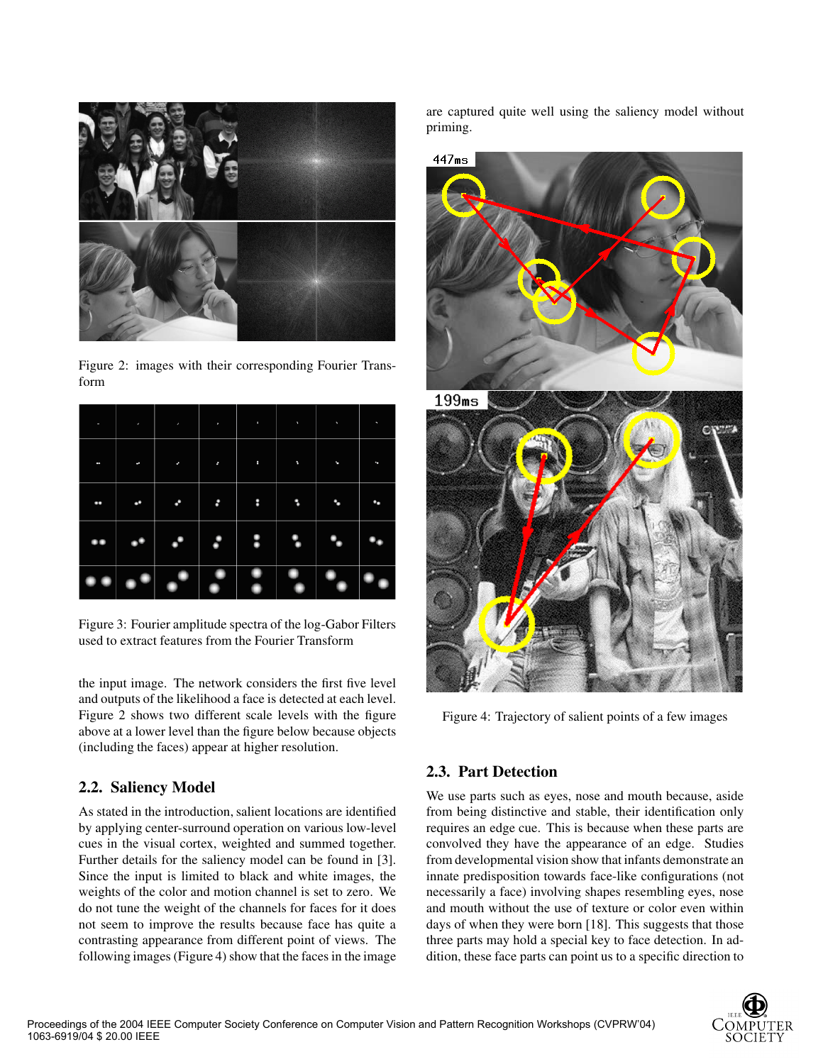Figure 2: images with their corresponding Fourier Transform

Figure 3: Fourier amplitude spectra of the log-Gabor Filters used to extract features from the Fourier Transform

the input image. The network considers the first five level and outputs of the likelihood a face is detected at each level. Figure 2 shows two different scale levels with the figure above at a lower level than the figure below because objects (including the faces) appear at higher resolution.

## 2.2. Saliency Model

As stated in the introduction, salient locations are identified by applying center-surround operation on various low-level cues in the visual cortex, weighted and summed together. Further details for the saliency model can be found in [3]. Since the input is limited to black and white images, the weights of the color and motion channel is set to zero. We do not tune the weight of the channels for faces for it does not seem to improve the results because face has quite a contrasting appearance from different point of views. The following images (Figure 4) show that the faces in the image are captured quite well using the saliency model without priming.

Figure 4: Trajectory of salient points of a few images

## 2.3. Part Detection

We use parts such as eyes, nose and mouth because, aside from being distinctive and stable, their identification only requires an edge cue. This is because when these parts are convolved they have the appearance of an edge. Studies from developmental vision show that infants demonstrate an innate predisposition towards face-like configurations (not necessarily a face) involving shapes resembling eyes, nose and mouth without the use of texture or color even within days of when they were born [18]. This suggests that those three parts may hold a special key to face detection. In addition, these face parts can point us to a specific direction to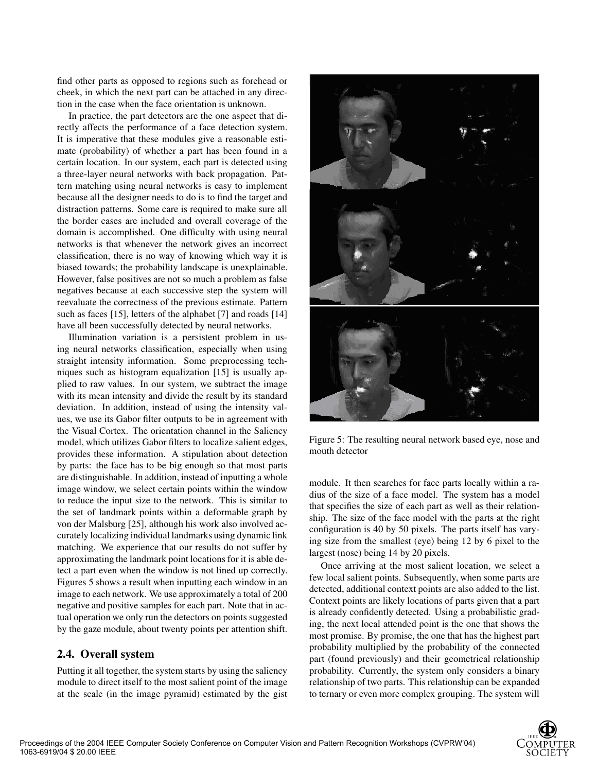find other parts as opposed to regions such as forehead or cheek, in which the next part can be attached in any direction in the case when the face orientation is unknown.

In practice, the part detectors are the one aspect that directly affects the performance of a face detection system. It is imperative that these modules give a reasonable estimate (probability) of whether a part has been found in a certain location. In our system, each part is detected using a three-layer neural networks with back propagation. Pattern matching using neural networks is easy to implement because all the designer needs to do is to find the target and distraction patterns. Some care is required to make sure all the border cases are included and overall coverage of the domain is accomplished. One difficulty with using neural networks is that whenever the network gives an incorrect classification, there is no way of knowing which way it is biased towards; the probability landscape is unexplainable. However, false positives are not so much a problem as false negatives because at each successive step the system will reevaluate the correctness of the previous estimate. Pattern such as faces [15], letters of the alphabet [7] and roads [14] have all been successfully detected by neural networks.

Illumination variation is a persistent problem in using neural networks classification, especially when using straight intensity information. Some preprocessing techniques such as histogram equalization [15] is usually applied to raw values. In our system, we subtract the image with its mean intensity and divide the result by its standard deviation. In addition, instead of using the intensity values, we use its Gabor filter outputs to be in agreement with the Visual Cortex. The orientation channel in the Saliency model, which utilizes Gabor filters to localize salient edges, provides these information. A stipulation about detection by parts: the face has to be big enough so that most parts are distinguishable. In addition, instead of inputting a whole image window, we select certain points within the window to reduce the input size to the network. This is similar to the set of landmark points within a deformable graph by von der Malsburg [25], although his work also involved accurately localizing individual landmarks using dynamic link matching. We experience that our results do not suffer by approximating the landmark point locations for it is able detect a part even when the window is not lined up correctly. Figures 5 shows a result when inputting each window in an image to each network. We use approximately a total of 200 negative and positive samples for each part. Note that in actual operation we only run the detectors on points suggested by the gaze module, about twenty points per attention shift.

Figure 5: The resulting neural network based eye, nose and mouth detector

## 2.4. Overall system

Putting it all together, the system starts by using the saliency module to direct itself to the most salient point of the image at the scale (in the image pyramid) estimated by the gist module. It then searches for face parts locally within a radius of the size of a face model. The system has a model that specifies the size of each part as well as their relationship. The size of the face model with the parts at the right configuration is 40 by 50 pixels. The parts itself has varying size from the smallest (eye) being 12 by 6 pixel to the largest (nose) being 14 by 20 pixels.

Once arriving at the most salient location, we select a few local salient points. Subsequently, when some parts are detected, additional context points are also added to the list. Context points are likely locations of parts given that a part is already confidently detected. Using a probabilistic grading, the next local attended point is the one that shows the most promise. By promise, the one that has the highest part probability multiplied by the probability of the connected part (found previously) and their geometrical relationship probability. Currently, the system only considers a binary relationship of two parts. This relationship can be expanded to ternary or even more complex grouping. The system will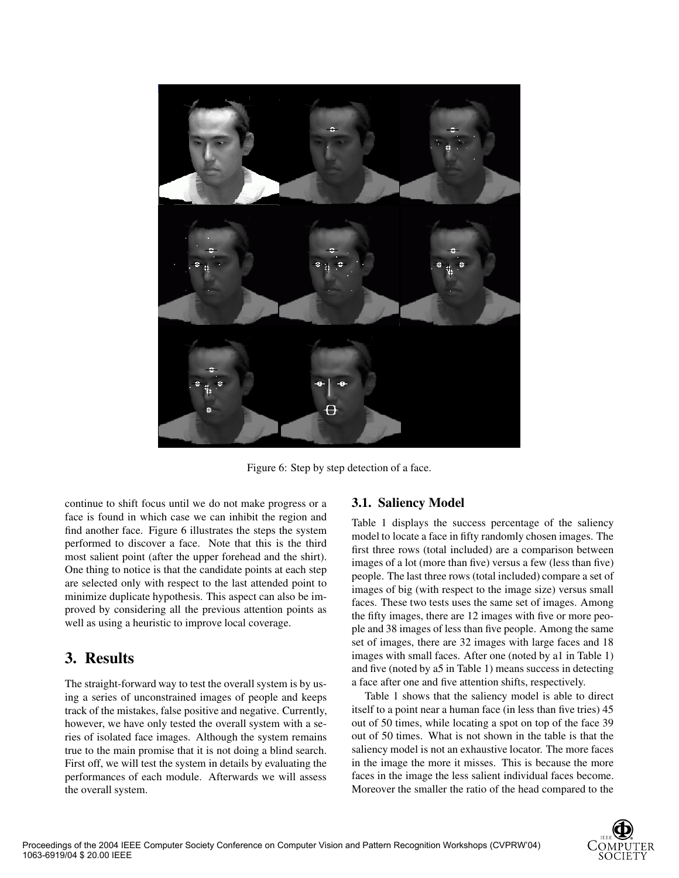Figure 6: Step by step detection of a face.

continue to shift focus until we do not make progress or a face is found in which case we can inhibit the region and find another face. Figure 6 illustrates the steps the system performed to discover a face. Note that this is the third most salient point (after the upper forehead and the shirt). One thing to notice is that the candidate points at each step are selected only with respect to the last attended point to minimize duplicate hypothesis. This aspect can also be improved by considering all the previous attention points as well as using a heuristic to improve local coverage.

## 3. Results

The straight-forward way to test the overall system is by using a series of unconstrained images of people and keeps track of the mistakes, false positive and negative. Currently, however, we have only tested the overall system with a series of isolated face images. Although the system remains true to the main promise that it is not doing a blind search. First off, we will test the system in details by evaluating the performances of each module. Afterwards we will assess the overall system.

### 3.1. Saliency Model

Table 1 displays the success percentage of the saliency model to locate a face in fifty randomly chosen images. The first three rows (total included) are a comparison between images of a lot (more than five) versus a few (less than five) people. The last three rows (total included) compare a set of images of big (with respect to the image size) versus small faces. These two tests uses the same set of images. Among the fifty images, there are 12 images with five or more people and 38 images of less than five people. Among the same set of images, there are 32 images with large faces and 18 images with small faces. After one (noted by a1 in Table 1) and five (noted by a5 in Table 1) means success in detecting a face after one and five attention shifts, respectively.

Table 1 shows that the saliency model is able to direct itself to a point near a human face (in less than five tries) 45 out of 50 times, while locating a spot on top of the face 39 out of 50 times. What is not shown in the table is that the saliency model is not an exhaustive locator. The more faces in the image the more it misses. This is because the more faces in the image the less salient individual faces become. Moreover the smaller the ratio of the head compared to the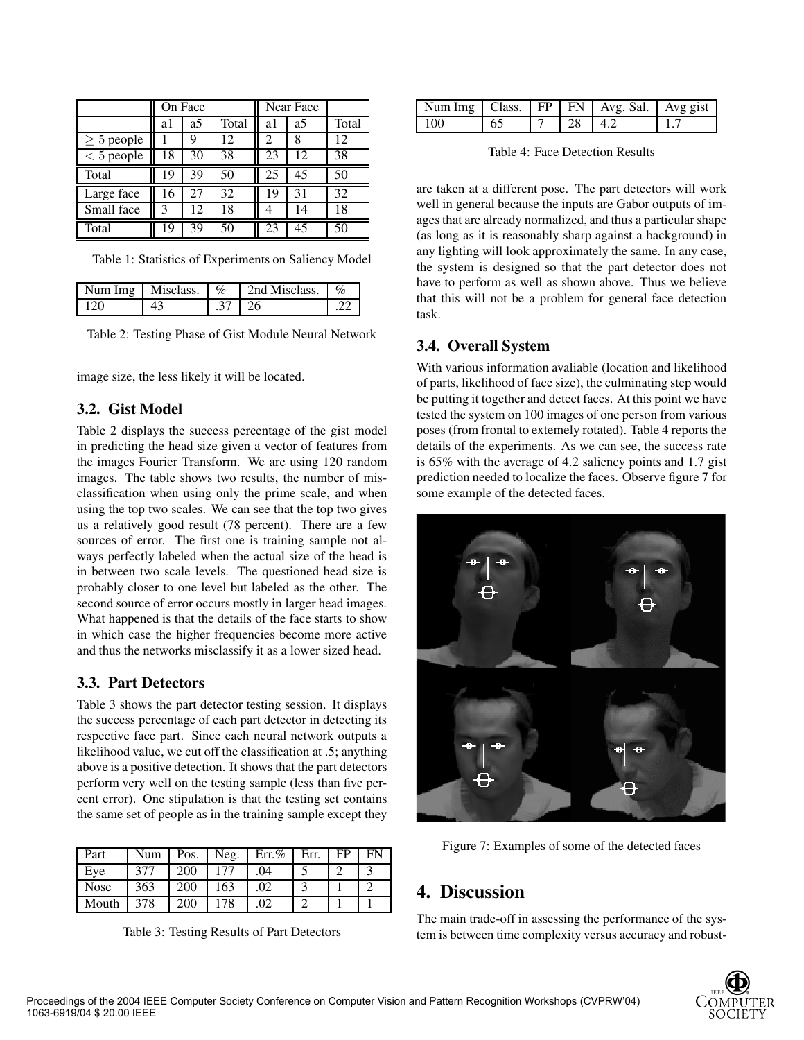|  | On Face |  |  | Near Face |  |  |
| --- | --- | --- | --- | --- | --- | --- |
|  | a1 | a5 | Total | a1 | a5 | Total |
| $\geq 5$ people | 1 | 9 | 12 | 2 | 8 | 12 |
| $< 5$ people | 18 | 30 | 38 | 23 | 12 | 38 |
| Total | 19 | 39 | 50 | 25 | 45 | 50 |
| Large face | 16 | 27 | 32 | 19 | 31 | 32 |
| Small face | 3 | 12 | 18 | 4 | 14 | 18 |
| Total | 19 | 39 | 50 | 23 | 45 | 50 |

Table 1: Statistics of Experiments on Saliency Model

| Num Img | Misclass. | % | 2nd Misclass. | % |
| --- | --- | --- | --- | --- |
| 120 | 43 | .37 | 26 | .22 |

Table 2: Testing Phase of Gist Module Neural Network

image size, the less likely it will be located.

### 3.2. Gist Model

Table 2 displays the success percentage of the gist model in predicting the head size given a vector of features from the images Fourier Transform. We are using 120 random images. The table shows two results, the number of misclassification when using only the prime scale, and when using the top two scales. We can see that the top two gives us a relatively good result (78 percent). There are a few sources of error. The first one is training sample not always perfectly labeled when the actual size of the head is in between two scale levels. The questioned head size is probably closer to one level but labeled as the other. The second source of error occurs mostly in larger head images. What happened is that the details of the face starts to show in which case the higher frequencies become more active and thus the networks misclassify it as a lower sized head.

### 3.3. Part Detectors

Table 3 shows the part detector testing session. It displays the success percentage of each part detector in detecting its respective face part. Since each neural network outputs a likelihood value, we cut off the classification at .5; anything above is a positive detection. It shows that the part detectors perform very well on the testing sample (less than five percent error). One stipulation is that the testing set contains the same set of people as in the training sample except they are taken at a different pose. The part detectors will work well in general because the inputs are Gabor outputs of images that are already normalized, and thus a particular shape (as long as it is reasonably sharp against a background) in any lighting will look approximately the same. In any case, the system is designed so that the part detector does not have to perform as well as shown above. Thus we believe that this will not be a problem for general face detection task.

| Part | Num | Pos. | Neg. | Err.% | Err. | FP | FN |
| --- | --- | --- | --- | --- | --- | --- | --- |
| Eye | 377 | 200 | 177 | .04 | 5 | 2 | 3 |
| Nose | 363 | 200 | 163 | .02 | 3 | 1 | 2 |
| Mouth | 378 | 200 | 178 | .02 | 2 | 1 | 1 |

Table 3: Testing Results of Part Detectors

| Num Img | Class. | FP | FN | Avg. Sal. | Avg gist |
| --- | --- | --- | --- | --- | --- |
| 100 | 65 | 7 | 28 | 4.2 | 1.7 |

Table 4: Face Detection Results

### 3.4. Overall System

With various information avaliable (location and likelihood of parts, likelihood of face size), the culminating step would be putting it together and detect faces. At this point we have tested the system on 100 images of one person from various poses (from frontal to extemely rotated). Table 4 reports the details of the experiments. As we can see, the success rate is 65% with the average of 4.2 saliency points and 1.7 gist prediction needed to localize the faces. Observe figure 7 for some example of the detected faces.

Figure 7: Examples of some of the detected faces

## 4. Discussion

The main trade-off in assessing the performance of the system is between time complexity versus accuracy and robust-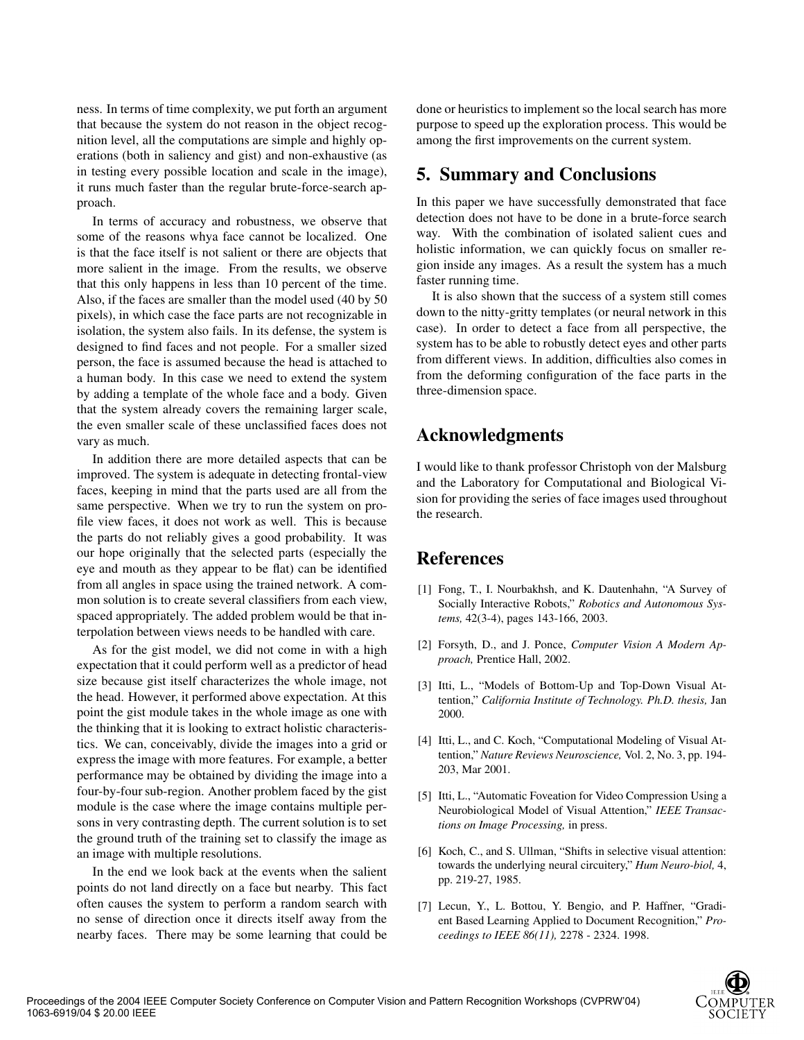ness. In terms of time complexity, we put forth an argument that because the system do not reason in the object recognition level, all the computations are simple and highly operations (both in saliency and gist) and non-exhaustive (as in testing every possible location and scale in the image), it runs much faster than the regular brute-force-search approach.

In terms of accuracy and robustness, we observe that some of the reasons whya face cannot be localized. One is that the face itself is not salient or there are objects that more salient in the image. From the results, we observe that this only happens in less than 10 percent of the time. Also, if the faces are smaller than the model used (40 by 50 pixels), in which case the face parts are not recognizable in isolation, the system also fails. In its defense, the system is designed to find faces and not people. For a smaller sized person, the face is assumed because the head is attached to a human body. In this case we need to extend the system by adding a template of the whole face and a body. Given that the system already covers the remaining larger scale, the even smaller scale of these unclassified faces does not vary as much.

In addition there are more detailed aspects that can be improved. The system is adequate in detecting frontal-view faces, keeping in mind that the parts used are all from the same perspective. When we try to run the system on profile view faces, it does not work as well. This is because the parts do not reliably gives a good probability. It was our hope originally that the selected parts (especially the eye and mouth as they appear to be flat) can be identified from all angles in space using the trained network. A common solution is to create several classifiers from each view, spaced appropriately. The added problem would be that interpolation between views needs to be handled with care.

As for the gist model, we did not come in with a high expectation that it could perform well as a predictor of head size because gist itself characterizes the whole image, not the head. However, it performed above expectation. At this point the gist module takes in the whole image as one with the thinking that it is looking to extract holistic characteristics. We can, conceivably, divide the images into a grid or express the image with more features. For example, a better performance may be obtained by dividing the image into a four-by-four sub-region. Another problem faced by the gist module is the case where the image contains multiple persons in very contrasting depth. The current solution is to set the ground truth of the training set to classify the image as an image with multiple resolutions.

In the end we look back at the events when the salient points do not land directly on a face but nearby. This fact often causes the system to perform a random search with no sense of direction once it directs itself away from the nearby faces. There may be some learning that could be done or heuristics to implement so the local search has more purpose to speed up the exploration process. This would be among the first improvements on the current system.

## 5. Summary and Conclusions

In this paper we have successfully demonstrated that face detection does not have to be done in a brute-force search way. With the combination of isolated salient cues and holistic information, we can quickly focus on smaller region inside any images. As a result the system has a much faster running time.

It is also shown that the success of a system still comes down to the nitty-gritty templates (or neural network in this case). In order to detect a face from all perspective, the system has to be able to robustly detect eyes and other parts from different views. In addition, difficulties also comes in from the deforming configuration of the face parts in the three-dimension space.

## Acknowledgments

I would like to thank professor Christoph von der Malsburg and the Laboratory for Computational and Biological Vision for providing the series of face images used throughout the research.

## References

[1] Fong, T., I. Nourbakhsh, and K. Dautenhahn, "A Survey of Socially Interactive Robots," *Robotics and Autonomous Systems,* 42(3-4), pages 143-166, 2003.

[2] Forsyth, D., and J. Ponce, *Computer Vision A Modern Approach,* Prentice Hall, 2002.

[3] Itti, L., "Models of Bottom-Up and Top-Down Visual Attention," *California Institute of Technology. Ph.D. thesis,* Jan 2000.

[4] Itti, L., and C. Koch, "Computational Modeling of Visual Attention," *Nature Reviews Neuroscience,* Vol. 2, No. 3, pp. 194-203, Mar 2001.

[5] Itti, L., "Automatic Foveation for Video Compression Using a Neurobiological Model of Visual Attention," *IEEE Transactions on Image Processing,* in press.

[6] Koch, C., and S. Ullman, "Shifts in selective visual attention: towards the underlying neural circuitery," *Hum Neuro-biol,* 4, pp. 219-27, 1985.

[7] Lecun, Y., L. Bottou, Y. Bengio, and P. Haffner, "Gradient Based Learning Applied to Document Recognition," *Proceedings to IEEE 86(11),* 2278 - 2324. 1998.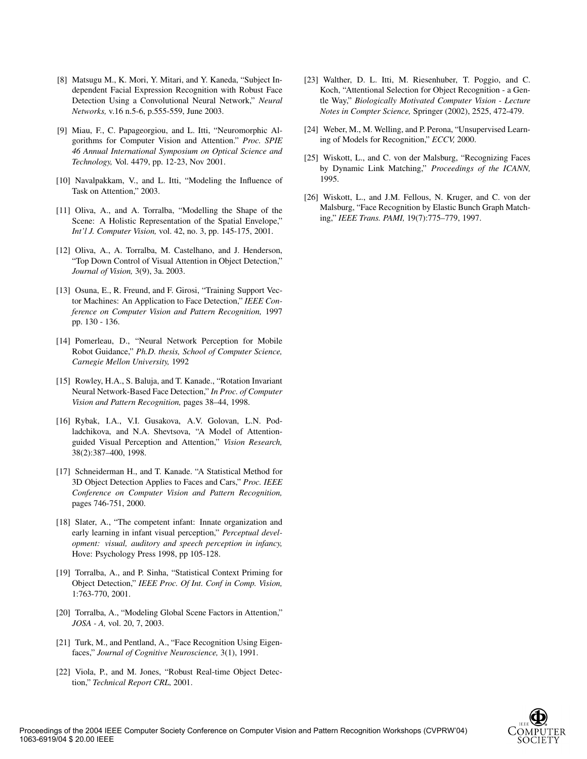[8] Matsugu M., K. Mori, Y. Mitari, and Y. Kaneda, "Subject Independent Facial Expression Recognition with Robust Face Detection Using a Convolutional Neural Network," *Neural Networks,* v.16 n.5-6, p.555-559, June 2003.

[9] Miau, F., C. Papageorgiou, and L. Itti, "Neuromorphic Algorithms for Computer Vision and Attention." *Proc. SPIE 46 Annual International Symposium on Optical Science and Technology,* Vol. 4479, pp. 12-23, Nov 2001.

[10] Navalpakkam, V., and L. Itti, "Modeling the Influence of Task on Attention," 2003.

[11] Oliva, A., and A. Torralba, "Modelling the Shape of the Scene: A Holistic Representation of the Spatial Envelope," *Int'l J. Computer Vision,* vol. 42, no. 3, pp. 145-175, 2001.

[12] Oliva, A., A. Torralba, M. Castelhano, and J. Henderson, "Top Down Control of Visual Attention in Object Detection," *Journal of Vision,* 3(9), 3a. 2003.

[13] Osuna, E., R. Freund, and F. Girosi, "Training Support Vector Machines: An Application to Face Detection," *IEEE Conference on Computer Vision and Pattern Recognition,* 1997 pp. 130 - 136.

[14] Pomerleau, D., "Neural Network Perception for Mobile Robot Guidance," *Ph.D. thesis, School of Computer Science, Carnegie Mellon University,* 1992

[15] Rowley, H.A., S. Baluja, and T. Kanade., "Rotation Invariant Neural Network-Based Face Detection," *In Proc. of Computer Vision and Pattern Recognition,* pages 38–44, 1998.

[16] Rybak, I.A., V.I. Gusakova, A.V. Golovan, L.N. Podladchikova, and N.A. Shevtsova, "A Model of Attention-guided Visual Perception and Attention," *Vision Research,* 38(2):387–400, 1998.

[17] Schneiderman H., and T. Kanade. "A Statistical Method for 3D Object Detection Applies to Faces and Cars," *Proc. IEEE Conference on Computer Vision and Pattern Recognition,* pages 746-751, 2000.

[18] Slater, A., "The competent infant: Innate organization and early learning in infant visual perception," *Perceptual development: visual, auditory and speech perception in infancy,* Hove: Psychology Press 1998, pp 105-128.

[19] Torralba, A., and P. Sinha, "Statistical Context Priming for Object Detection," *IEEE Proc. Of Int. Conf in Comp. Vision,* 1:763-770, 2001.

[20] Torralba, A., "Modeling Global Scene Factors in Attention," *JOSA - A,* vol. 20, 7, 2003.

[21] Turk, M., and Pentland, A., "Face Recognition Using Eigenfaces," *Journal of Cognitive Neuroscience,* 3(1), 1991.

[22] Viola, P., and M. Jones, "Robust Real-time Object Detection," *Technical Report CRL,* 2001.

[23] Walther, D. L. Itti, M. Riesenhuber, T. Poggio, and C. Koch, "Attentional Selection for Object Recognition - a Gentle Way," *Biologically Motivated Computer Vision - Lecture Notes in Compter Science,* Springer (2002), 2525, 472-479.

[24] Weber, M., M. Welling, and P. Perona, "Unsupervised Learning of Models for Recognition," *ECCV,* 2000.

[25] Wiskott, L., and C. von der Malsburg, "Recognizing Faces by Dynamic Link Matching," *Proceedings of the ICANN,* 1995.

[26] Wiskott, L., and J.M. Fellous, N. Kruger, and C. von der Malsburg, "Face Recognition by Elastic Bunch Graph Matching," *IEEE Trans. PAMI,* 19(7):775–779, 1997.